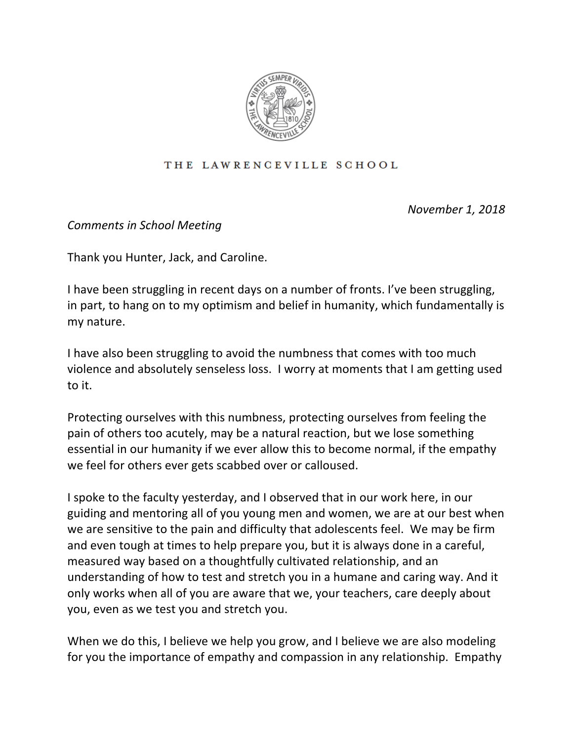THE LAWRENCEVILLE SCHOOL

*November 1, 2018*

*Comments in School Meeting*

Thank you Hunter, Jack, and Caroline.

I have been struggling in recent days on a number of fronts. I've been struggling, in part, to hang on to my optimism and belief in humanity, which fundamentally is my nature.

I have also been struggling to avoid the numbness that comes with too much violence and absolutely senseless loss. I worry at moments that I am getting used to it.

Protecting ourselves with this numbness, protecting ourselves from feeling the pain of others too acutely, may be a natural reaction, but we lose something essential in our humanity if we ever allow this to become normal, if the empathy we feel for others ever gets scabbed over or calloused.

I spoke to the faculty yesterday, and I observed that in our work here, in our guiding and mentoring all of you young men and women, we are at our best when we are sensitive to the pain and difficulty that adolescents feel. We may be firm and even tough at times to help prepare you, but it is always done in a careful, measured way based on a thoughtfully cultivated relationship, and an understanding of how to test and stretch you in a humane and caring way. And it only works when all of you are aware that we, your teachers, care deeply about you, even as we test you and stretch you.

When we do this, I believe we help you grow, and I believe we are also modeling for you the importance of empathy and compassion in any relationship. Empathy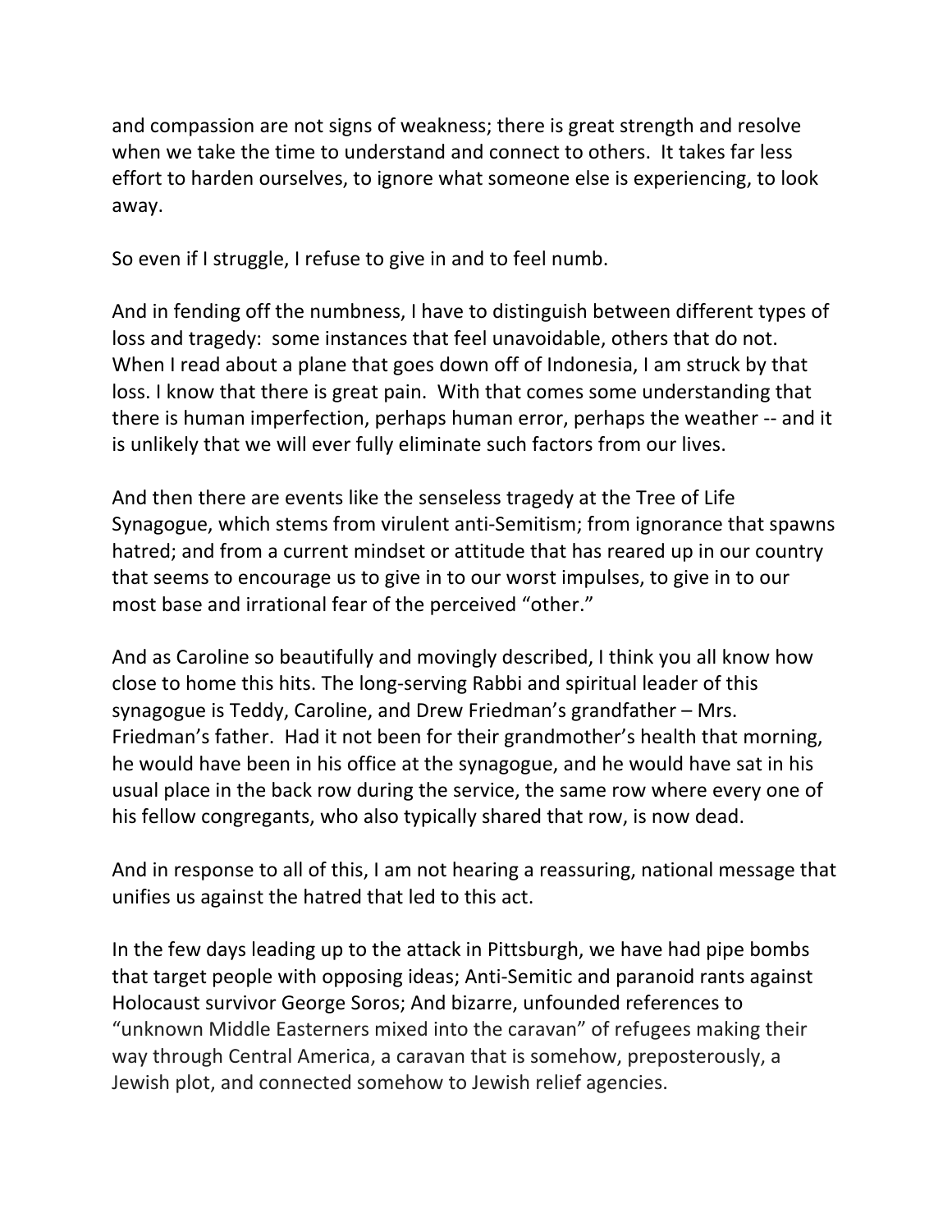and compassion are not signs of weakness; there is great strength and resolve when we take the time to understand and connect to others. It takes far less effort to harden ourselves, to ignore what someone else is experiencing, to look away.

So even if I struggle, I refuse to give in and to feel numb.

And in fending off the numbness, I have to distinguish between different types of loss and tragedy: some instances that feel unavoidable, others that do not. When I read about a plane that goes down off of Indonesia, I am struck by that loss. I know that there is great pain. With that comes some understanding that there is human imperfection, perhaps human error, perhaps the weather -- and it is unlikely that we will ever fully eliminate such factors from our lives.

And then there are events like the senseless tragedy at the Tree of Life Synagogue, which stems from virulent anti-Semitism; from ignorance that spawns hatred; and from a current mindset or attitude that has reared up in our country that seems to encourage us to give in to our worst impulses, to give in to our most base and irrational fear of the perceived "other."

And as Caroline so beautifully and movingly described, I think you all know how close to home this hits. The long-serving Rabbi and spiritual leader of this synagogue is Teddy, Caroline, and Drew Friedman's grandfather – Mrs. Friedman's father. Had it not been for their grandmother's health that morning, he would have been in his office at the synagogue, and he would have sat in his usual place in the back row during the service, the same row where every one of his fellow congregants, who also typically shared that row, is now dead.

And in response to all of this, I am not hearing a reassuring, national message that unifies us against the hatred that led to this act.

In the few days leading up to the attack in Pittsburgh, we have had pipe bombs that target people with opposing ideas; Anti-Semitic and paranoid rants against Holocaust survivor George Soros; And bizarre, unfounded references to "unknown Middle Easterners mixed into the caravan" of refugees making their way through Central America, a caravan that is somehow, preposterously, a Jewish plot, and connected somehow to Jewish relief agencies.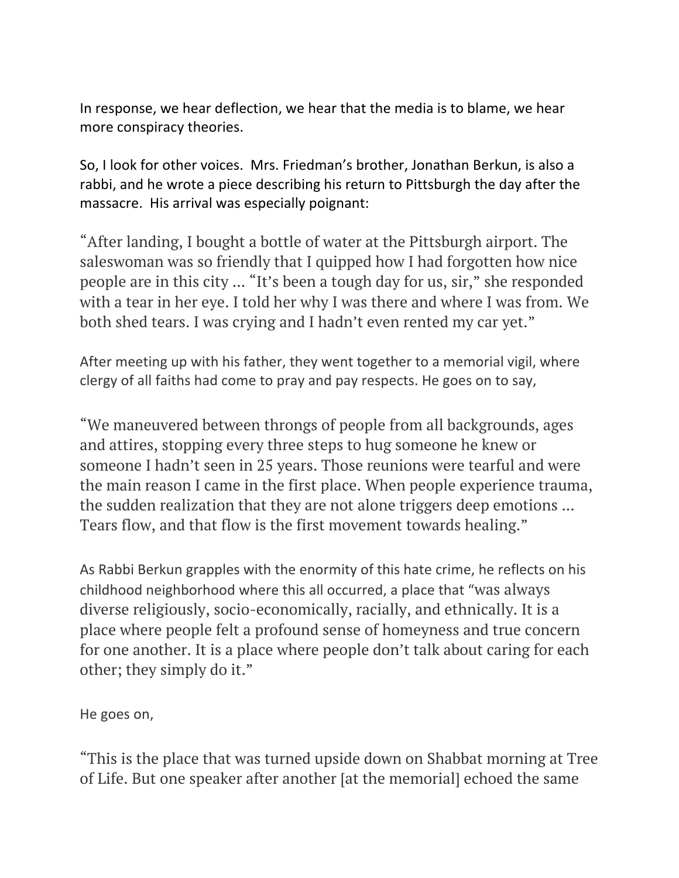In response, we hear deflection, we hear that the media is to blame, we hear more conspiracy theories.

So, I look for other voices. Mrs. Friedman's brother, Jonathan Berkun, is also a rabbi, and he wrote a piece describing his return to Pittsburgh the day after the massacre. His arrival was especially poignant:

"After landing, I bought a bottle of water at the Pittsburgh airport. The saleswoman was so friendly that I quipped how I had forgotten how nice people are in this city ... "It's been a tough day for us, sir," she responded with a tear in her eye. I told her why I was there and where I was from. We both shed tears. I was crying and I hadn't even rented my car yet."

After meeting up with his father, they went together to a memorial vigil, where clergy of all faiths had come to pray and pay respects. He goes on to say,

"We maneuvered between throngs of people from all backgrounds, ages and attires, stopping every three steps to hug someone he knew or someone I hadn't seen in 25 years. Those reunions were tearful and were the main reason I came in the first place. When people experience trauma, the sudden realization that they are not alone triggers deep emotions ... Tears flow, and that flow is the first movement towards healing."

As Rabbi Berkun grapples with the enormity of this hate crime, he reflects on his childhood neighborhood where this all occurred, a place that "was always diverse religiously, socio-economically, racially, and ethnically. It is a place where people felt a profound sense of homeyness and true concern for one another. It is a place where people don't talk about caring for each other; they simply do it."

He goes on,

"This is the place that was turned upside down on Shabbat morning at Tree of Life. But one speaker after another [at the memorial] echoed the same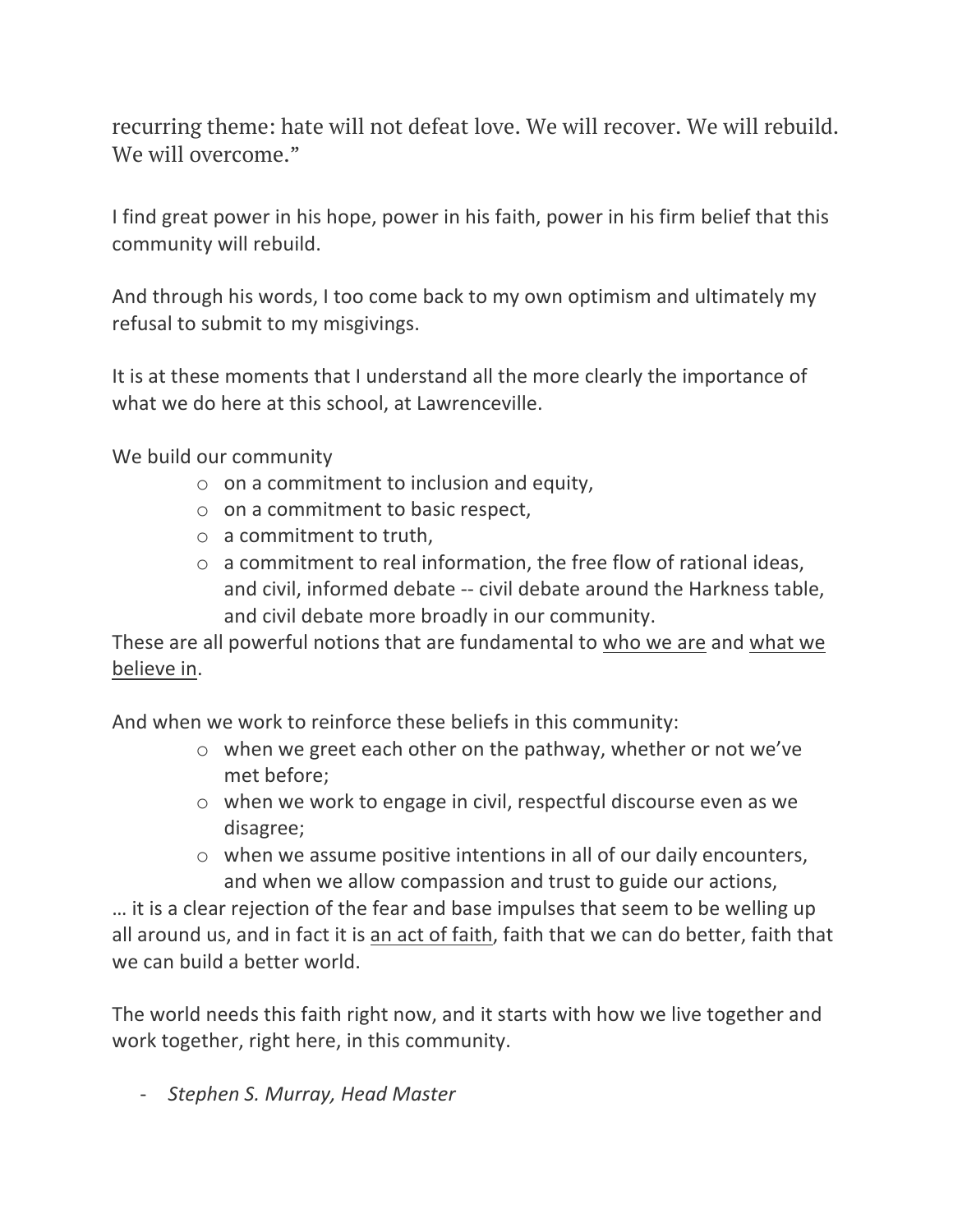recurring theme: hate will not defeat love. We will recover. We will rebuild. We will overcome."

I find great power in his hope, power in his faith, power in his firm belief that this community will rebuild.

And through his words, I too come back to my own optimism and ultimately my refusal to submit to my misgivings.

It is at these moments that I understand all the more clearly the importance of what we do here at this school, at Lawrenceville.

We build our community

- on a commitment to inclusion and equity,
- on a commitment to basic respect,
- a commitment to truth,
- a commitment to real information, the free flow of rational ideas, and civil, informed debate -- civil debate around the Harkness table, and civil debate more broadly in our community.

These are all powerful notions that are fundamental to <u>who we are</u> and <u>what we believe in</u>.

And when we work to reinforce these beliefs in this community:

- when we greet each other on the pathway, whether or not we've met before;
- when we work to engage in civil, respectful discourse even as we disagree;
- when we assume positive intentions in all of our daily encounters, and when we allow compassion and trust to guide our actions,

… it is a clear rejection of the fear and base impulses that seem to be welling up all around us, and in fact it is <u>an act of faith</u>, faith that we can do better, faith that we can build a better world.

The world needs this faith right now, and it starts with how we live together and work together, right here, in this community.

- *Stephen S. Murray, Head Master*